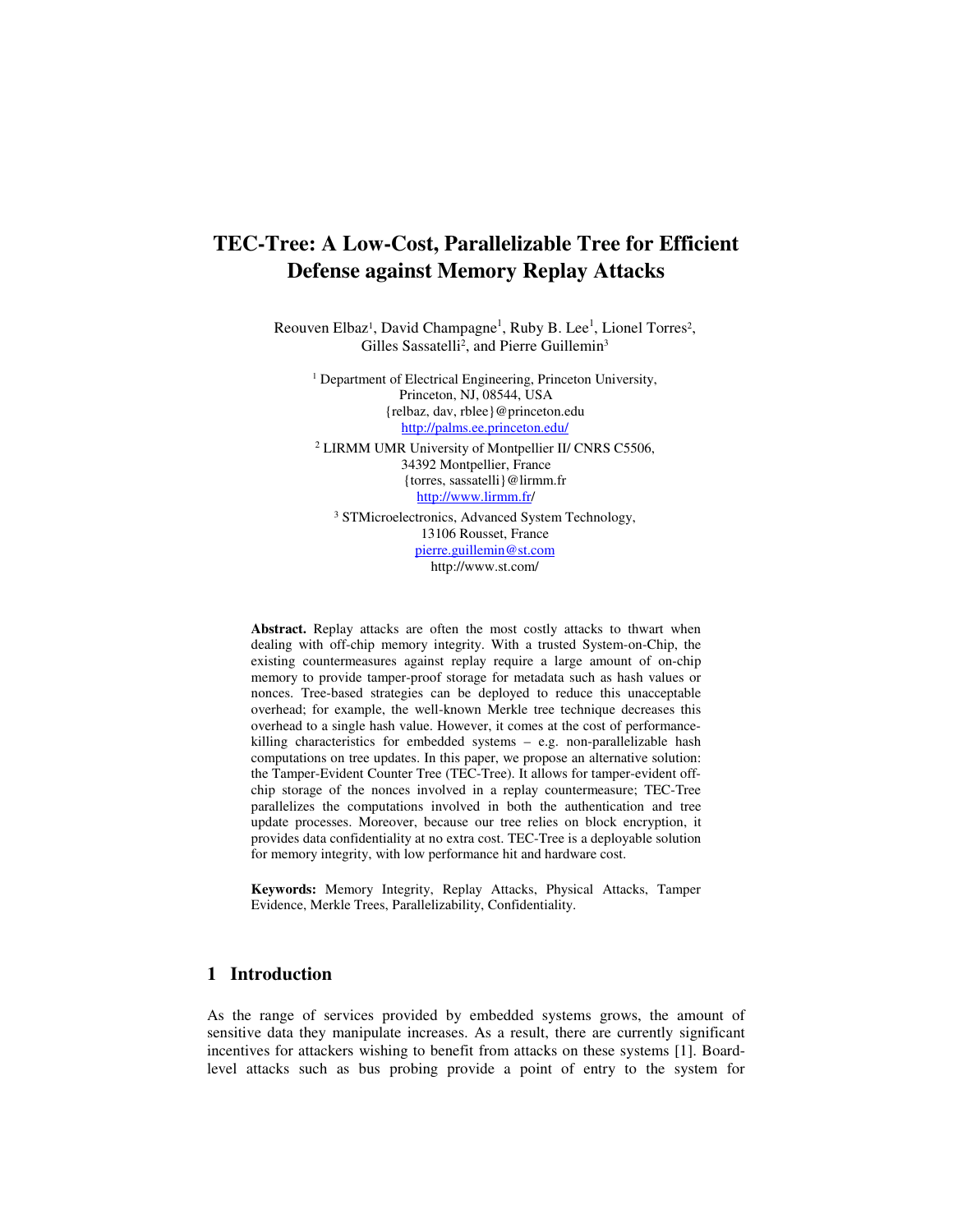# TEC-Tree: A Low-Cost, Parallelizable Tree for Efficient Defense against Memory Replay Attacks

Reouven Elbaz[1], David Champagne[1], Ruby B. Lee[1], Lionel Torres[2], Gilles Sassatelli[2], and Pierre Guillemin[3]

[1] Department of Electrical Engineering, Princeton University, Princeton, NJ, 08544, USA
{relbaz, dav, rblee}@princeton.edu
http://palms.ee.princeton.edu/

[2] LIRMM UMR University of Montpellier II/ CNRS C5506, 34392 Montpellier, France
{torres, sassatelli}@lirmm.fr
http://www.lirmm.fr/

[3] STMicroelectronics, Advanced System Technology, 13106 Rousset, France
pierre.guillemin@st.com
http://www.st.com/

**Abstract.** Replay attacks are often the most costly attacks to thwart when dealing with off-chip memory integrity. With a trusted System-on-Chip, the existing countermeasures against replay require a large amount of on-chip memory to provide tamper-proof storage for metadata such as hash values or nonces. Tree-based strategies can be deployed to reduce this unacceptable overhead; for example, the well-known Merkle tree technique decreases this overhead to a single hash value. However, it comes at the cost of performance-killing characteristics for embedded systems – e.g. non-parallelizable hash computations on tree updates. In this paper, we propose an alternative solution: the Tamper-Evident Counter Tree (TEC-Tree). It allows for tamper-evident off-chip storage of the nonces involved in a replay countermeasure; TEC-Tree parallelizes the computations involved in both the authentication and tree update processes. Moreover, because our tree relies on block encryption, it provides data confidentiality at no extra cost. TEC-Tree is a deployable solution for memory integrity, with low performance hit and hardware cost.

**Keywords:** Memory Integrity, Replay Attacks, Physical Attacks, Tamper Evidence, Merkle Trees, Parallelizability, Confidentiality.

## 1 Introduction

As the range of services provided by embedded systems grows, the amount of sensitive data they manipulate increases. As a result, there are currently significant incentives for attackers wishing to benefit from attacks on these systems [1]. Board-level attacks such as bus probing provide a point of entry to the system for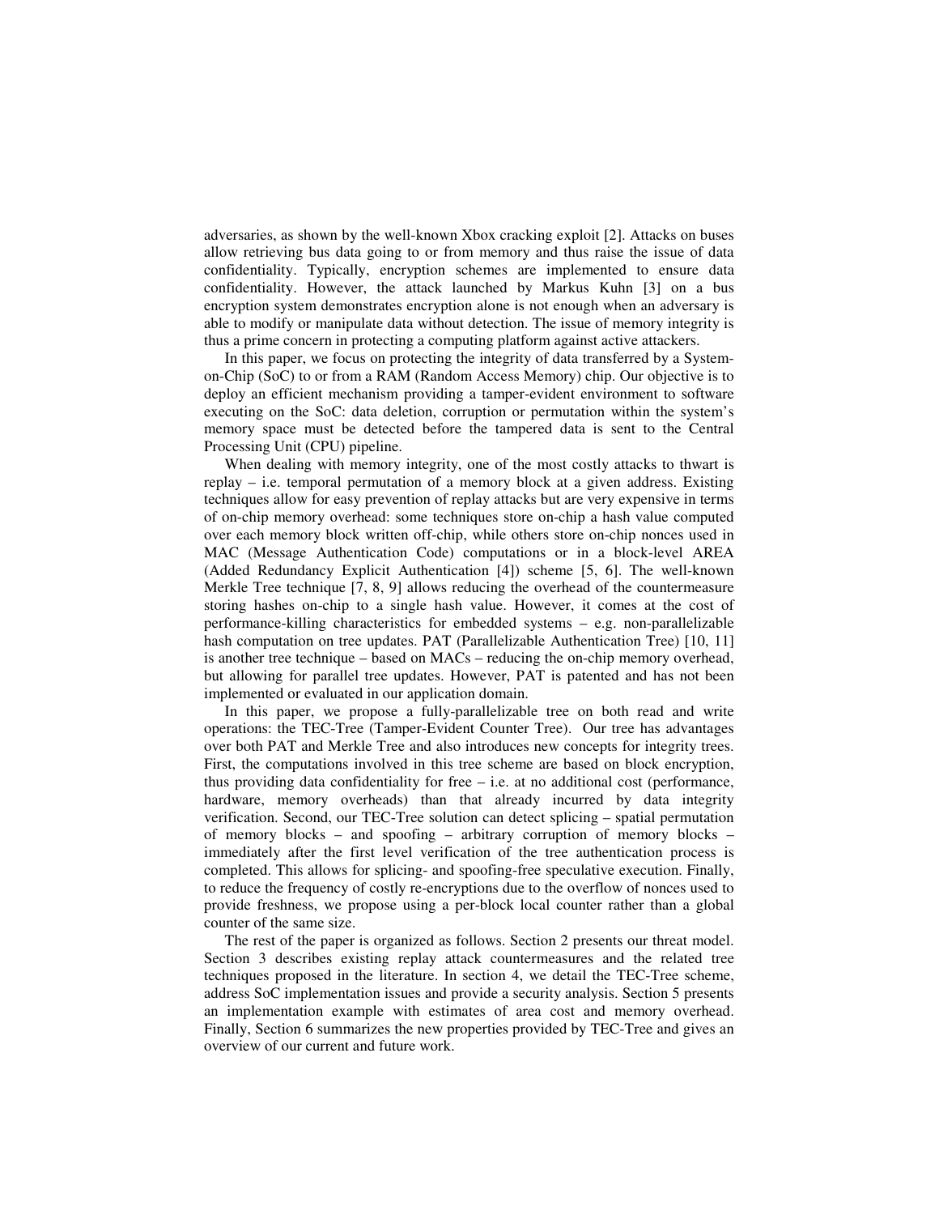adversaries, as shown by the well-known Xbox cracking exploit [2]. Attacks on buses allow retrieving bus data going to or from memory and thus raise the issue of data confidentiality. Typically, encryption schemes are implemented to ensure data confidentiality. However, the attack launched by Markus Kuhn [3] on a bus encryption system demonstrates encryption alone is not enough when an adversary is able to modify or manipulate data without detection. The issue of memory integrity is thus a prime concern in protecting a computing platform against active attackers.

In this paper, we focus on protecting the integrity of data transferred by a System-on-Chip (SoC) to or from a RAM (Random Access Memory) chip. Our objective is to deploy an efficient mechanism providing a tamper-evident environment to software executing on the SoC: data deletion, corruption or permutation within the system's memory space must be detected before the tampered data is sent to the Central Processing Unit (CPU) pipeline.

When dealing with memory integrity, one of the most costly attacks to thwart is replay – i.e. temporal permutation of a memory block at a given address. Existing techniques allow for easy prevention of replay attacks but are very expensive in terms of on-chip memory overhead: some techniques store on-chip a hash value computed over each memory block written off-chip, while others store on-chip nonces used in MAC (Message Authentication Code) computations or in a block-level AREA (Added Redundancy Explicit Authentication [4]) scheme [5, 6]. The well-known Merkle Tree technique [7, 8, 9] allows reducing the overhead of the countermeasure storing hashes on-chip to a single hash value. However, it comes at the cost of performance-killing characteristics for embedded systems – e.g. non-parallelizable hash computation on tree updates. PAT (Parallelizable Authentication Tree) [10, 11] is another tree technique – based on MACs – reducing the on-chip memory overhead, but allowing for parallel tree updates. However, PAT is patented and has not been implemented or evaluated in our application domain.

In this paper, we propose a fully-parallelizable tree on both read and write operations: the TEC-Tree (Tamper-Evident Counter Tree). Our tree has advantages over both PAT and Merkle Tree and also introduces new concepts for integrity trees. First, the computations involved in this tree scheme are based on block encryption, thus providing data confidentiality for free – i.e. at no additional cost (performance, hardware, memory overheads) than that already incurred by data integrity verification. Second, our TEC-Tree solution can detect splicing – spatial permutation of memory blocks – and spoofing – arbitrary corruption of memory blocks – immediately after the first level verification of the tree authentication process is completed. This allows for splicing- and spoofing-free speculative execution. Finally, to reduce the frequency of costly re-encryptions due to the overflow of nonces used to provide freshness, we propose using a per-block local counter rather than a global counter of the same size.

The rest of the paper is organized as follows. Section 2 presents our threat model. Section 3 describes existing replay attack countermeasures and the related tree techniques proposed in the literature. In section 4, we detail the TEC-Tree scheme, address SoC implementation issues and provide a security analysis. Section 5 presents an implementation example with estimates of area cost and memory overhead. Finally, Section 6 summarizes the new properties provided by TEC-Tree and gives an overview of our current and future work.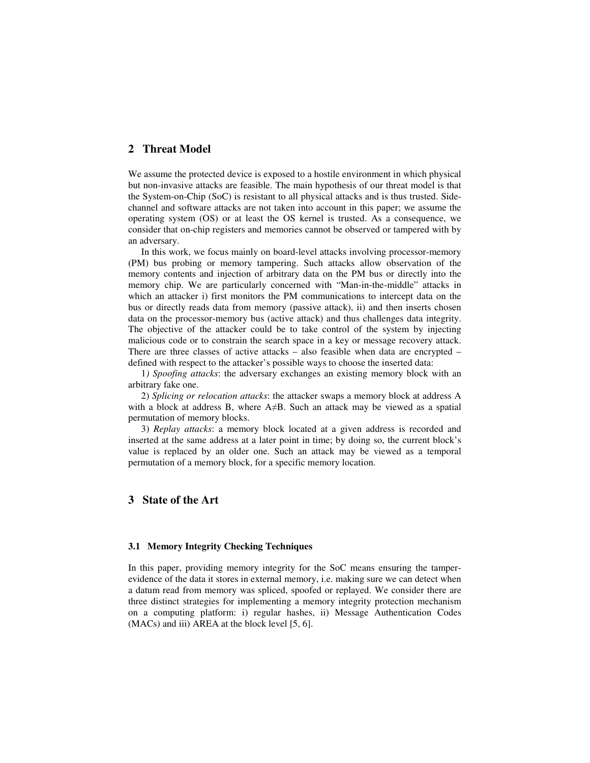## 2 Threat Model

We assume the protected device is exposed to a hostile environment in which physical but non-invasive attacks are feasible. The main hypothesis of our threat model is that the System-on-Chip (SoC) is resistant to all physical attacks and is thus trusted. Side-channel and software attacks are not taken into account in this paper; we assume the operating system (OS) or at least the OS kernel is trusted. As a consequence, we consider that on-chip registers and memories cannot be observed or tampered with by an adversary.

In this work, we focus mainly on board-level attacks involving processor-memory (PM) bus probing or memory tampering. Such attacks allow observation of the memory contents and injection of arbitrary data on the PM bus or directly into the memory chip. We are particularly concerned with "Man-in-the-middle" attacks in which an attacker i) first monitors the PM communications to intercept data on the bus or directly reads data from memory (passive attack), ii) and then inserts chosen data on the processor-memory bus (active attack) and thus challenges data integrity. The objective of the attacker could be to take control of the system by injecting malicious code or to constrain the search space in a key or message recovery attack. There are three classes of active attacks – also feasible when data are encrypted – defined with respect to the attacker's possible ways to choose the inserted data:

1*) Spoofing attacks*: the adversary exchanges an existing memory block with an arbitrary fake one.

2) *Splicing or relocation attacks*: the attacker swaps a memory block at address A with a block at address B, where A≠B. Such an attack may be viewed as a spatial permutation of memory blocks.

3) *Replay attacks*: a memory block located at a given address is recorded and inserted at the same address at a later point in time; by doing so, the current block's value is replaced by an older one. Such an attack may be viewed as a temporal permutation of a memory block, for a specific memory location.

## 3 State of the Art

### 3.1 Memory Integrity Checking Techniques

In this paper, providing memory integrity for the SoC means ensuring the tamper-evidence of the data it stores in external memory, i.e. making sure we can detect when a datum read from memory was spliced, spoofed or replayed. We consider there are three distinct strategies for implementing a memory integrity protection mechanism on a computing platform: i) regular hashes, ii) Message Authentication Codes (MACs) and iii) AREA at the block level [5, 6].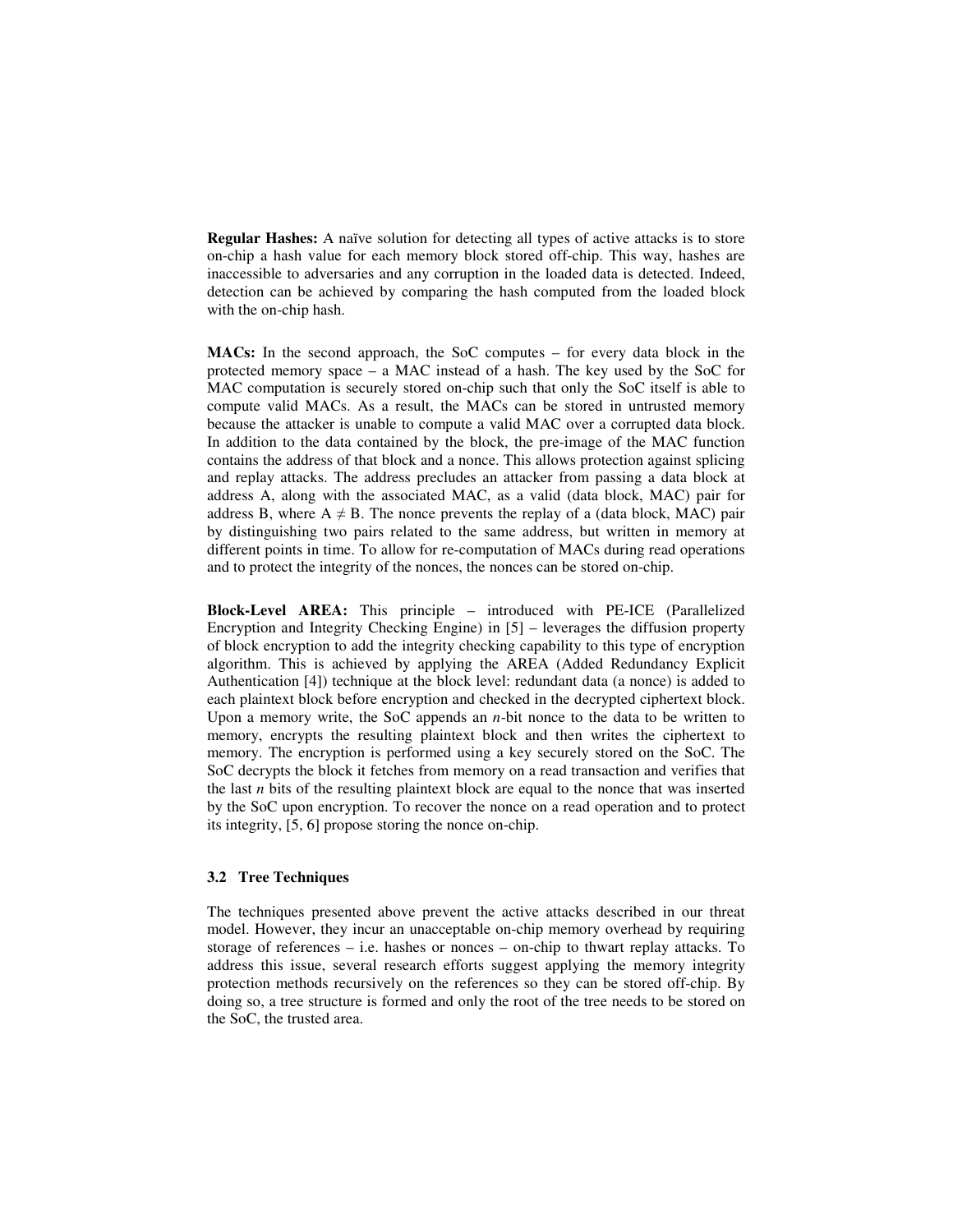**Regular Hashes:** A naïve solution for detecting all types of active attacks is to store on-chip a hash value for each memory block stored off-chip. This way, hashes are inaccessible to adversaries and any corruption in the loaded data is detected. Indeed, detection can be achieved by comparing the hash computed from the loaded block with the on-chip hash.

**MACs:** In the second approach, the SoC computes – for every data block in the protected memory space – a MAC instead of a hash. The key used by the SoC for MAC computation is securely stored on-chip such that only the SoC itself is able to compute valid MACs. As a result, the MACs can be stored in untrusted memory because the attacker is unable to compute a valid MAC over a corrupted data block. In addition to the data contained by the block, the pre-image of the MAC function contains the address of that block and a nonce. This allows protection against splicing and replay attacks. The address precludes an attacker from passing a data block at address A, along with the associated MAC, as a valid (data block, MAC) pair for address B, where $A \neq B$. The nonce prevents the replay of a (data block, MAC) pair by distinguishing two pairs related to the same address, but written in memory at different points in time. To allow for re-computation of MACs during read operations and to protect the integrity of the nonces, the nonces can be stored on-chip.

**Block-Level AREA:** This principle – introduced with PE-ICE (Parallelized Encryption and Integrity Checking Engine) in [5] – leverages the diffusion property of block encryption to add the integrity checking capability to this type of encryption algorithm. This is achieved by applying the AREA (Added Redundancy Explicit Authentication [4]) technique at the block level: redundant data (a nonce) is added to each plaintext block before encryption and checked in the decrypted ciphertext block. Upon a memory write, the SoC appends an $n$-bit nonce to the data to be written to memory, encrypts the resulting plaintext block and then writes the ciphertext to memory. The encryption is performed using a key securely stored on the SoC. The SoC decrypts the block it fetches from memory on a read transaction and verifies that the last $n$ bits of the resulting plaintext block are equal to the nonce that was inserted by the SoC upon encryption. To recover the nonce on a read operation and to protect its integrity, [5, 6] propose storing the nonce on-chip.

### 3.2 Tree Techniques

The techniques presented above prevent the active attacks described in our threat model. However, they incur an unacceptable on-chip memory overhead by requiring storage of references – i.e. hashes or nonces – on-chip to thwart replay attacks. To address this issue, several research efforts suggest applying the memory integrity protection methods recursively on the references so they can be stored off-chip. By doing so, a tree structure is formed and only the root of the tree needs to be stored on the SoC, the trusted area.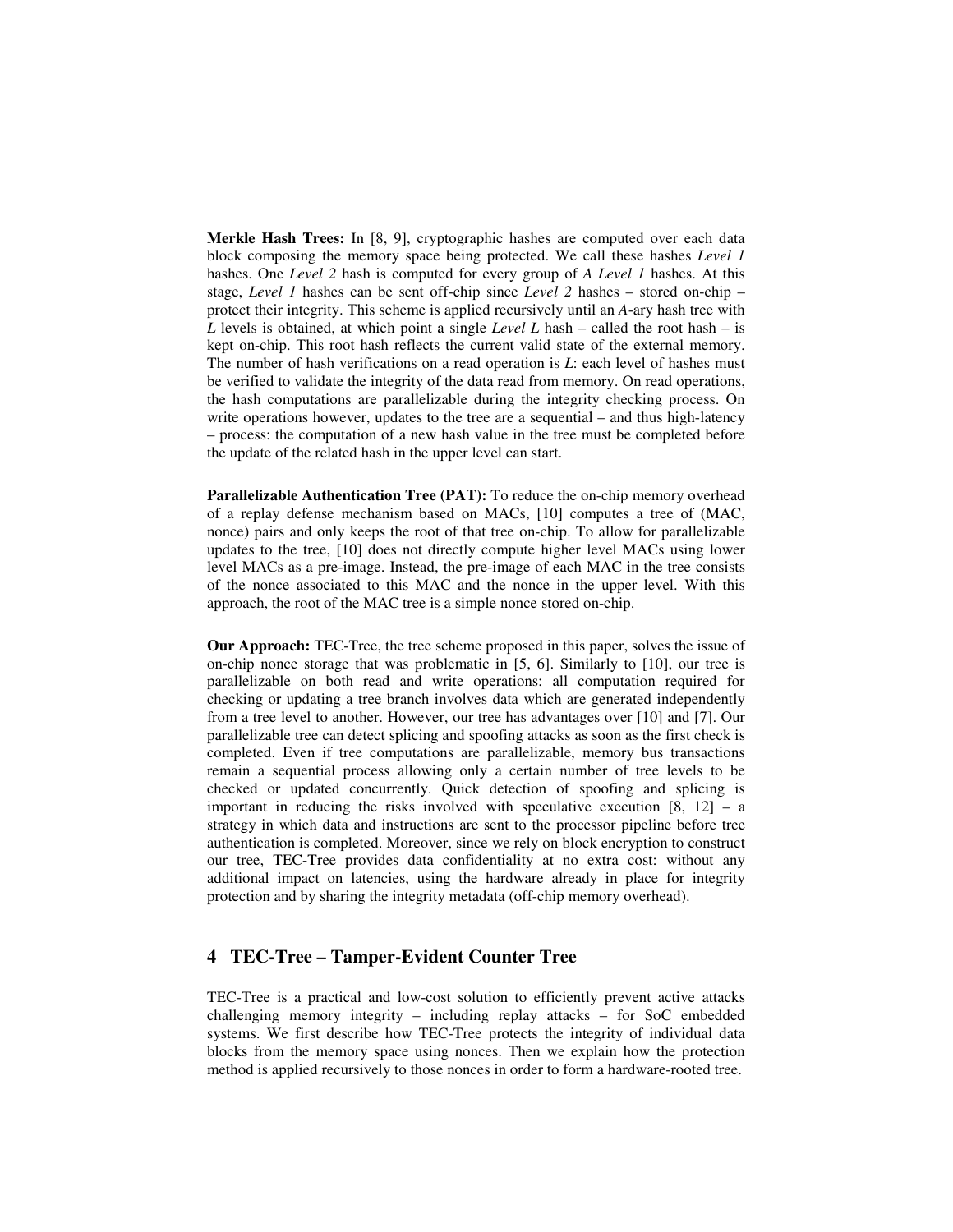**Merkle Hash Trees:** In [8, 9], cryptographic hashes are computed over each data block composing the memory space being protected. We call these hashes *Level 1* hashes. One *Level 2* hash is computed for every group of *A Level 1* hashes. At this stage, *Level 1* hashes can be sent off-chip since *Level 2* hashes – stored on-chip – protect their integrity. This scheme is applied recursively until an *A*-ary hash tree with *L* levels is obtained, at which point a single *Level L* hash – called the root hash – is kept on-chip. This root hash reflects the current valid state of the external memory. The number of hash verifications on a read operation is *L*: each level of hashes must be verified to validate the integrity of the data read from memory. On read operations, the hash computations are parallelizable during the integrity checking process. On write operations however, updates to the tree are a sequential – and thus high-latency – process: the computation of a new hash value in the tree must be completed before the update of the related hash in the upper level can start.

**Parallelizable Authentication Tree (PAT):** To reduce the on-chip memory overhead of a replay defense mechanism based on MACs, [10] computes a tree of (MAC, nonce) pairs and only keeps the root of that tree on-chip. To allow for parallelizable updates to the tree, [10] does not directly compute higher level MACs using lower level MACs as a pre-image. Instead, the pre-image of each MAC in the tree consists of the nonce associated to this MAC and the nonce in the upper level. With this approach, the root of the MAC tree is a simple nonce stored on-chip.

**Our Approach:** TEC-Tree, the tree scheme proposed in this paper, solves the issue of on-chip nonce storage that was problematic in [5, 6]. Similarly to [10], our tree is parallelizable on both read and write operations: all computation required for checking or updating a tree branch involves data which are generated independently from a tree level to another. However, our tree has advantages over [10] and [7]. Our parallelizable tree can detect splicing and spoofing attacks as soon as the first check is completed. Even if tree computations are parallelizable, memory bus transactions remain a sequential process allowing only a certain number of tree levels to be checked or updated concurrently. Quick detection of spoofing and splicing is important in reducing the risks involved with speculative execution [8, 12] – a strategy in which data and instructions are sent to the processor pipeline before tree authentication is completed. Moreover, since we rely on block encryption to construct our tree, TEC-Tree provides data confidentiality at no extra cost: without any additional impact on latencies, using the hardware already in place for integrity protection and by sharing the integrity metadata (off-chip memory overhead).

## 4 TEC-Tree – Tamper-Evident Counter Tree

TEC-Tree is a practical and low-cost solution to efficiently prevent active attacks challenging memory integrity – including replay attacks – for SoC embedded systems. We first describe how TEC-Tree protects the integrity of individual data blocks from the memory space using nonces. Then we explain how the protection method is applied recursively to those nonces in order to form a hardware-rooted tree.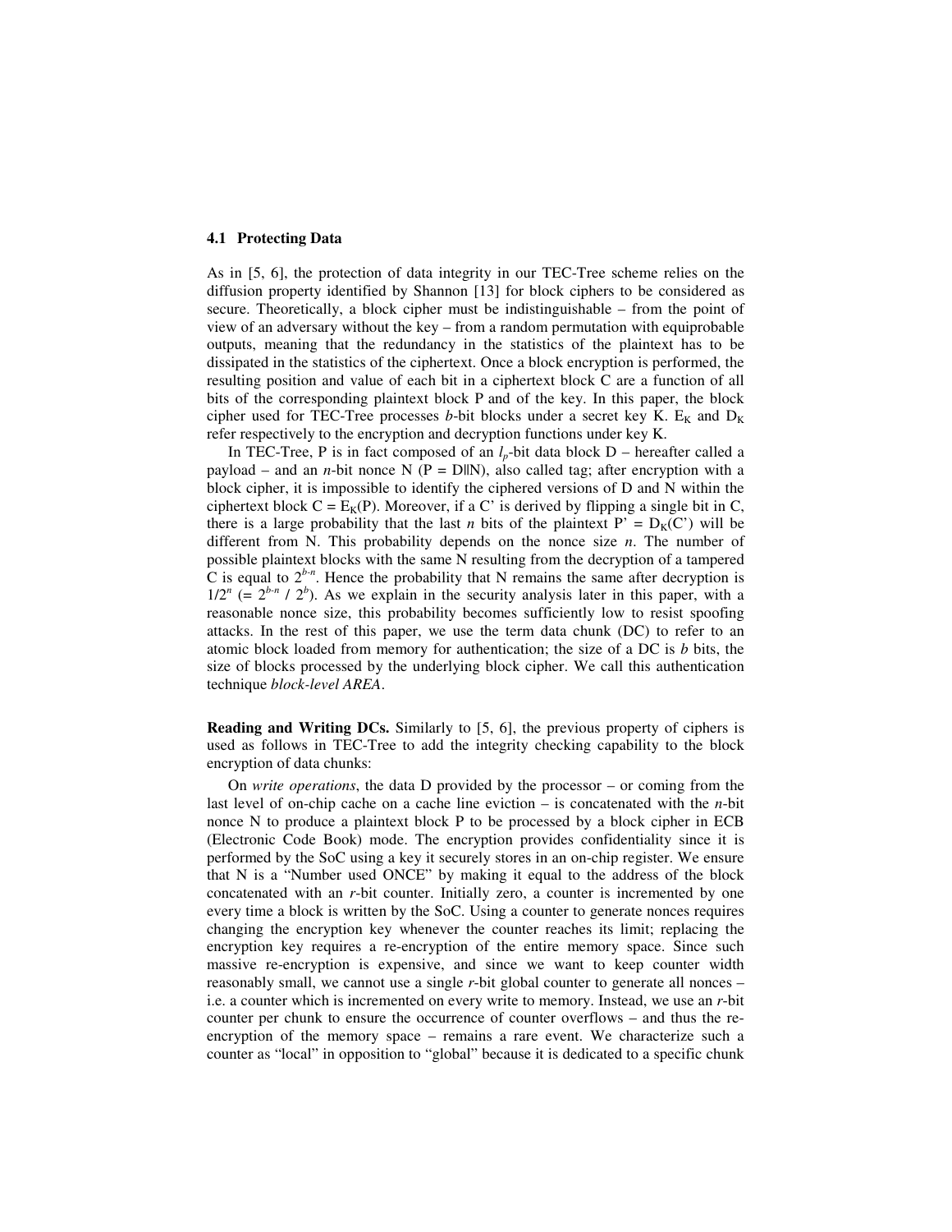### 4.1 Protecting Data

As in [5, 6], the protection of data integrity in our TEC-Tree scheme relies on the diffusion property identified by Shannon [13] for block ciphers to be considered as secure. Theoretically, a block cipher must be indistinguishable – from the point of view of an adversary without the key – from a random permutation with equiprobable outputs, meaning that the redundancy in the statistics of the plaintext has to be dissipated in the statistics of the ciphertext. Once a block encryption is performed, the resulting position and value of each bit in a ciphertext block C are a function of all bits of the corresponding plaintext block P and of the key. In this paper, the block cipher used for TEC-Tree processes *b*-bit blocks under a secret key K. $E_K$ and $D_K$ refer respectively to the encryption and decryption functions under key K.

In TEC-Tree, P is in fact composed of an $l_p$-bit data block D – hereafter called a payload – and an *n*-bit nonce N ($P = D||N$), also called tag; after encryption with a block cipher, it is impossible to identify the ciphered versions of D and N within the ciphertext block $C = E_K(P)$. Moreover, if a C' is derived by flipping a single bit in C, there is a large probability that the last *n* bits of the plaintext $P' = D_K(C')$ will be different from N. This probability depends on the nonce size *n*. The number of possible plaintext blocks with the same N resulting from the decryption of a tampered C is equal to $2^{b-n}$. Hence the probability that N remains the same after decryption is $1/2^n$ ($= 2^{b-n} / 2^b$). As we explain in the security analysis later in this paper, with a reasonable nonce size, this probability becomes sufficiently low to resist spoofing attacks. In the rest of this paper, we use the term data chunk (DC) to refer to an atomic block loaded from memory for authentication; the size of a DC is *b* bits, the size of blocks processed by the underlying block cipher. We call this authentication technique *block-level AREA*.

**Reading and Writing DCs.** Similarly to [5, 6], the previous property of ciphers is used as follows in TEC-Tree to add the integrity checking capability to the block encryption of data chunks:

On *write operations*, the data D provided by the processor – or coming from the last level of on-chip cache on a cache line eviction – is concatenated with the *n*-bit nonce N to produce a plaintext block P to be processed by a block cipher in ECB (Electronic Code Book) mode. The encryption provides confidentiality since it is performed by the SoC using a key it securely stores in an on-chip register. We ensure that N is a "Number used ONCE" by making it equal to the address of the block concatenated with an *r*-bit counter. Initially zero, a counter is incremented by one every time a block is written by the SoC. Using a counter to generate nonces requires changing the encryption key whenever the counter reaches its limit; replacing the encryption key requires a re-encryption of the entire memory space. Since such massive re-encryption is expensive, and since we want to keep counter width reasonably small, we cannot use a single *r*-bit global counter to generate all nonces – i.e. a counter which is incremented on every write to memory. Instead, we use an *r*-bit counter per chunk to ensure the occurrence of counter overflows – and thus the re-encryption of the memory space – remains a rare event. We characterize such a counter as "local" in opposition to "global" because it is dedicated to a specific chunk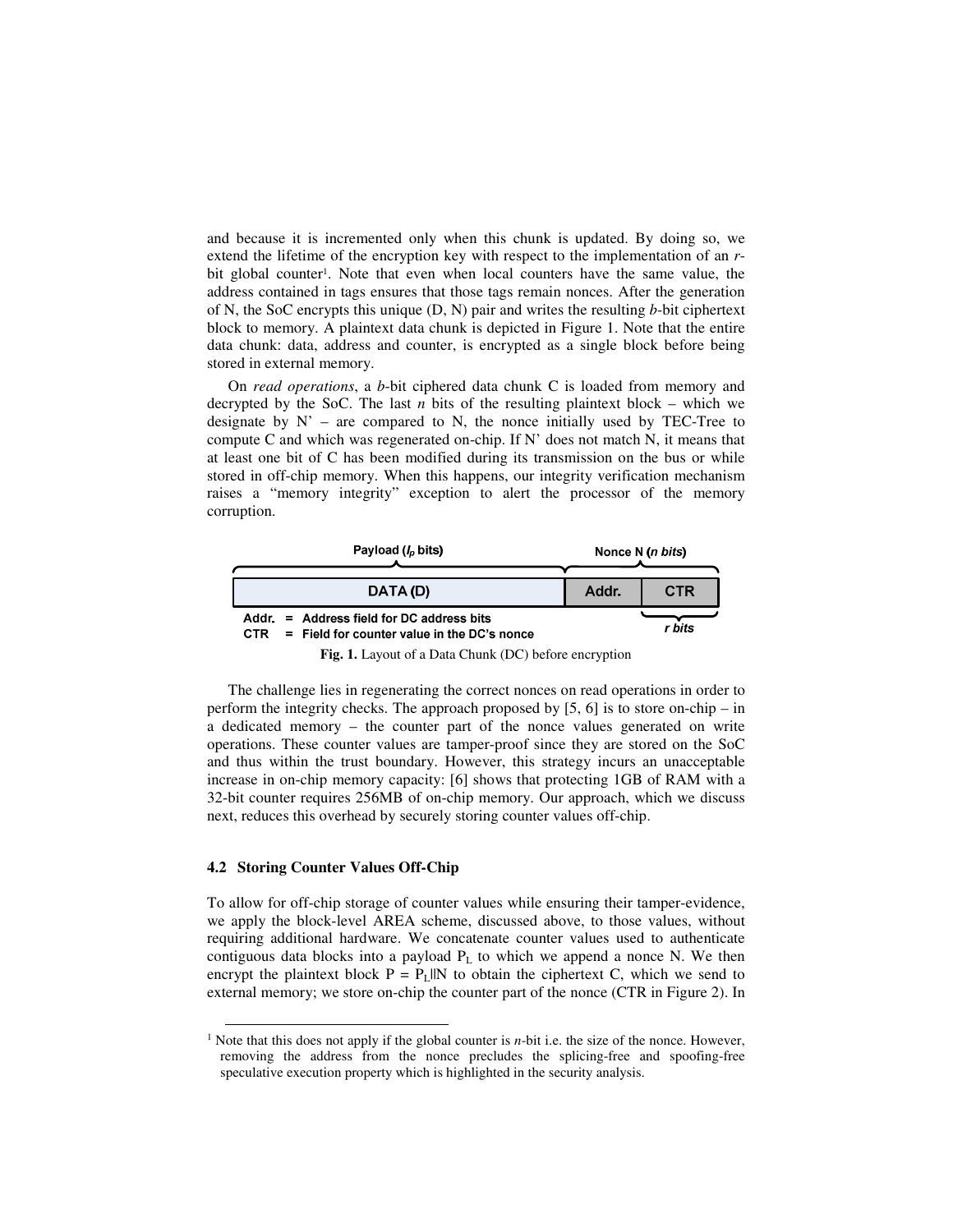and because it is incremented only when this chunk is updated. By doing so, we extend the lifetime of the encryption key with respect to the implementation of an *r*-bit global counter[1]. Note that even when local counters have the same value, the address contained in tags ensures that those tags remain nonces. After the generation of N, the SoC encrypts this unique (D, N) pair and writes the resulting *b*-bit ciphertext block to memory. A plaintext data chunk is depicted in Figure 1. Note that the entire data chunk: data, address and counter, is encrypted as a single block before being stored in external memory.

On *read operations*, a *b*-bit ciphered data chunk C is loaded from memory and decrypted by the SoC. The last *n* bits of the resulting plaintext block – which we designate by N' – are compared to N, the nonce initially used by TEC-Tree to compute C and which was regenerated on-chip. If N' does not match N, it means that at least one bit of C has been modified during its transmission on the bus or while stored in off-chip memory. When this happens, our integrity verification mechanism raises a "memory integrity" exception to alert the processor of the memory corruption.

| Payload ($l_p$ bits) | Nonce N (*n bits*) | |
|---|---|---|
| DATA (D) | Addr. | CTR |
| | | *r bits* |

Addr. = Address field for DC address bits
CTR = Field for counter value in the DC's nonce

**Fig. 1.** Layout of a Data Chunk (DC) before encryption

The challenge lies in regenerating the correct nonces on read operations in order to perform the integrity checks. The approach proposed by [5, 6] is to store on-chip – in a dedicated memory – the counter part of the nonce values generated on write operations. These counter values are tamper-proof since they are stored on the SoC and thus within the trust boundary. However, this strategy incurs an unacceptable increase in on-chip memory capacity: [6] shows that protecting 1GB of RAM with a 32-bit counter requires 256MB of on-chip memory. Our approach, which we discuss next, reduces this overhead by securely storing counter values off-chip.

### 4.2 Storing Counter Values Off-Chip

To allow for off-chip storage of counter values while ensuring their tamper-evidence, we apply the block-level AREA scheme, discussed above, to those values, without requiring additional hardware. We concatenate counter values used to authenticate contiguous data blocks into a payload $P_L$ to which we append a nonce N. We then encrypt the plaintext block $P = P_L || N$ to obtain the ciphertext C, which we send to external memory; we store on-chip the counter part of the nonce (CTR in Figure 2). In

[1] Note that this does not apply if the global counter is *n*-bit i.e. the size of the nonce. However, removing the address from the nonce precludes the splicing-free and spoofing-free speculative execution property which is highlighted in the security analysis.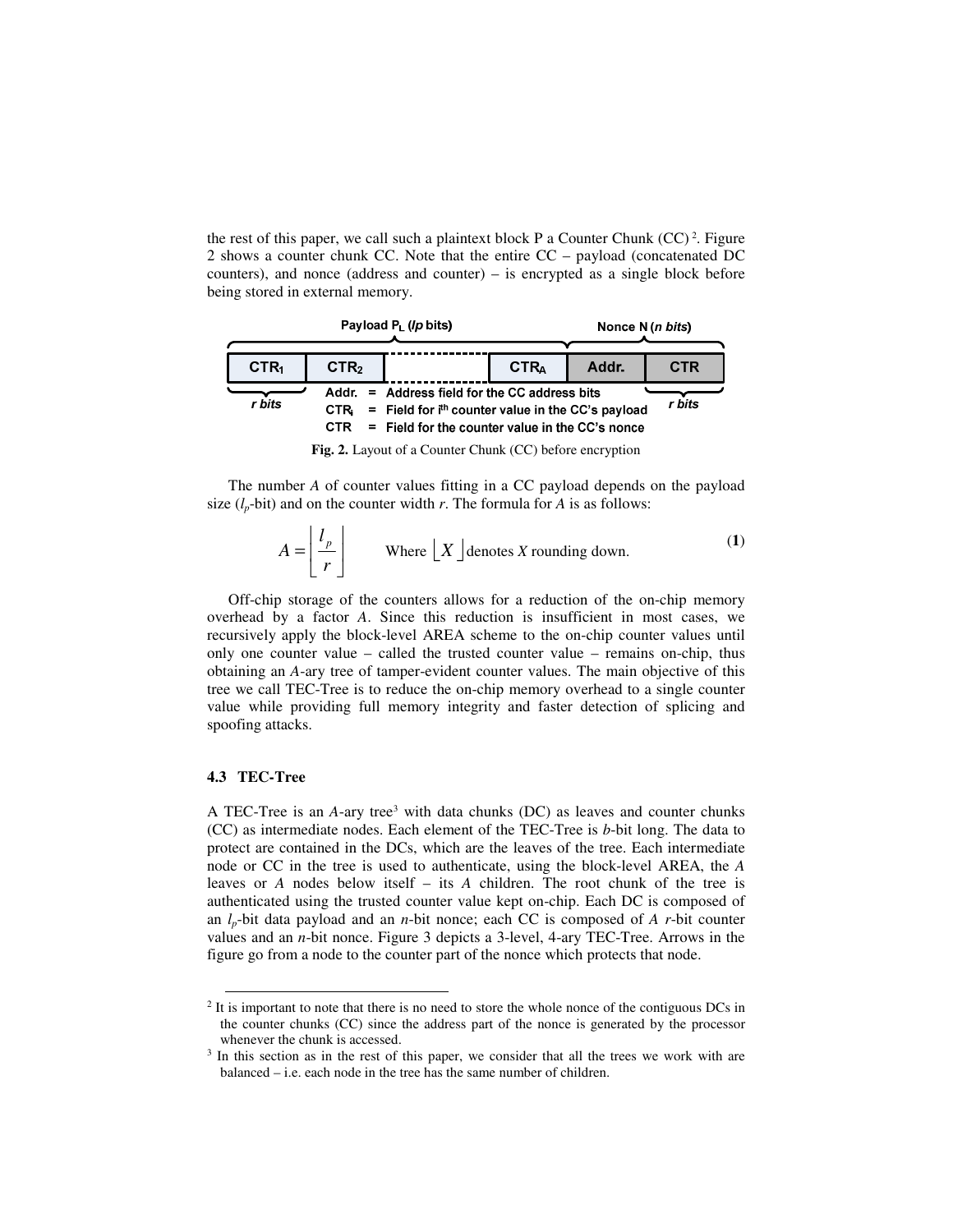the rest of this paper, we call such a plaintext block P a Counter Chunk (CC) [2]. Figure 2 shows a counter chunk CC. Note that the entire CC – payload (concatenated DC counters), and nonce (address and counter) – is encrypted as a single block before being stored in external memory.

| Payload $P_L$ (*lp* bits) | | | | Nonce N (*n bits*) | |
|---|---|---|---|---|---|
| $CTR_1$ | $CTR_2$ | ... | $CTR_A$ | Addr. | CTR |
| *r bits* | | | | | *r bits* |

Addr. = Address field for the CC address bits
$CTR_i$ = Field for $i^{th}$ counter value in the CC's payload
CTR = Field for the counter value in the CC's nonce

**Fig. 2.** Layout of a Counter Chunk (CC) before encryption

The number *A* of counter values fitting in a CC payload depends on the payload size ($l_p$-bit) and on the counter width *r*. The formula for *A* is as follows:

$$A = \left\lfloor \frac{l_p}{r} \right\rfloor \qquad \text{Where } \lfloor X \rfloor \text{ denotes } X \text{ rounding down.} \tag{1}$$

Off-chip storage of the counters allows for a reduction of the on-chip memory overhead by a factor *A*. Since this reduction is insufficient in most cases, we recursively apply the block-level AREA scheme to the on-chip counter values until only one counter value – called the trusted counter value – remains on-chip, thus obtaining an *A*-ary tree of tamper-evident counter values. The main objective of this tree we call TEC-Tree is to reduce the on-chip memory overhead to a single counter value while providing full memory integrity and faster detection of splicing and spoofing attacks.

### 4.3 TEC-Tree

A TEC-Tree is an *A*-ary tree [3] with data chunks (DC) as leaves and counter chunks (CC) as intermediate nodes. Each element of the TEC-Tree is *b*-bit long. The data to protect are contained in the DCs, which are the leaves of the tree. Each intermediate node or CC in the tree is used to authenticate, using the block-level AREA, the *A* leaves or *A* nodes below itself – its *A* children. The root chunk of the tree is authenticated using the trusted counter value kept on-chip. Each DC is composed of an $l_p$-bit data payload and an *n*-bit nonce; each CC is composed of *A* *r*-bit counter values and an *n*-bit nonce. Figure 3 depicts a 3-level, 4-ary TEC-Tree. Arrows in the figure go from a node to the counter part of the nonce which protects that node.

---

[2] It is important to note that there is no need to store the whole nonce of the contiguous DCs in the counter chunks (CC) since the address part of the nonce is generated by the processor whenever the chunk is accessed.

[3] In this section as in the rest of this paper, we consider that all the trees we work with are balanced – i.e. each node in the tree has the same number of children.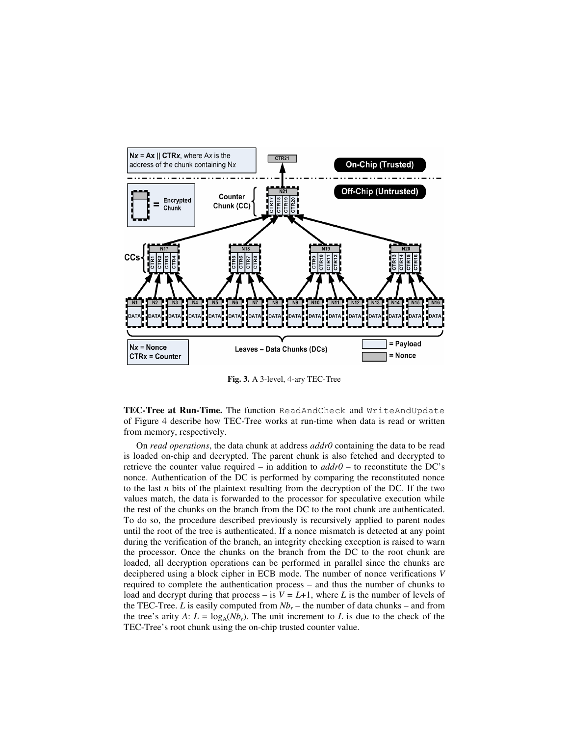**Fig. 3.** A 3-level, 4-ary TEC-Tree

**TEC-Tree at Run-Time.** The function `ReadAndCheck` and `WriteAndUpdate` of Figure 4 describe how TEC-Tree works at run-time when data is read or written from memory, respectively.

On *read operations*, the data chunk at address *addr0* containing the data to be read is loaded on-chip and decrypted. The parent chunk is also fetched and decrypted to retrieve the counter value required – in addition to *addr0* – to reconstitute the DC's nonce. Authentication of the DC is performed by comparing the reconstituted nonce to the last *n* bits of the plaintext resulting from the decryption of the DC. If the two values match, the data is forwarded to the processor for speculative execution while the rest of the chunks on the branch from the DC to the root chunk are authenticated. To do so, the procedure described previously is recursively applied to parent nodes until the root of the tree is authenticated. If a nonce mismatch is detected at any point during the verification of the branch, an integrity checking exception is raised to warn the processor. Once the chunks on the branch from the DC to the root chunk are loaded, all decryption operations can be performed in parallel since the chunks are deciphered using a block cipher in ECB mode. The number of nonce verifications $V$ required to complete the authentication process – and thus the number of chunks to load and decrypt during that process – is $V = L+1$, where $L$ is the number of levels of the TEC-Tree. $L$ is easily computed from $Nb_r$ – the number of data chunks – and from the tree's arity $A$: $L = \log_A(Nb_r)$. The unit increment to $L$ is due to the check of the TEC-Tree's root chunk using the on-chip trusted counter value.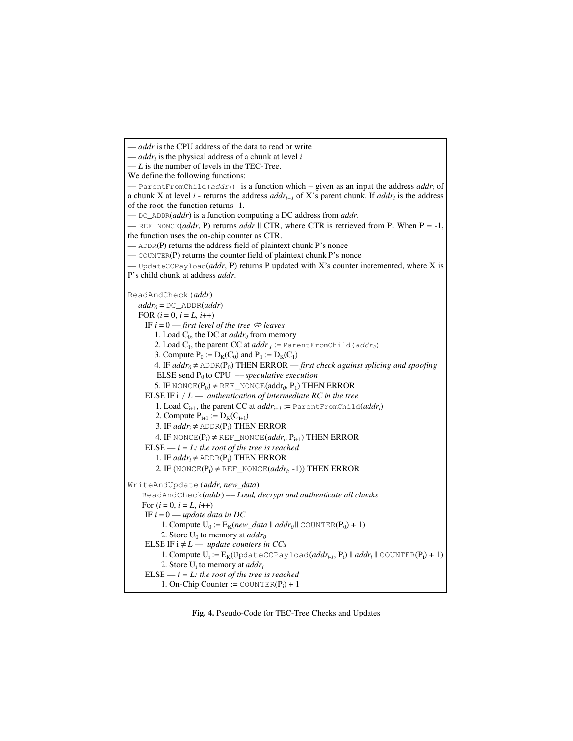— *addr* is the CPU address of the data to read or write
— $addr_i$ is the physical address of a chunk at level *i*
— *L* is the number of levels in the TEC-Tree.
We define the following functions:
— `ParentFromChild(addr_i)` is a function which – given as an input the address $addr_i$ of a chunk X at level *i* - returns the address $addr_{i+1}$ of X's parent chunk. If $addr_i$ is the address of the root, the function returns -1.
— `DC_ADDR`(*addr*) is a function computing a DC address from *addr*.
— `REF_NONCE`(*addr*, P) returns *addr* ‖ CTR, where CTR is retrieved from P. When P = -1, the function uses the on-chip counter as CTR.
— `ADDR`(P) returns the address field of plaintext chunk P's nonce
— `COUNTER`(P) returns the counter field of plaintext chunk P's nonce
— `UpdateCCPayload`(*addr*, P) returns P updated with X's counter incremented, where X is P's child chunk at address *addr*.

```
ReadAndCheck(addr)
  addr_0 = DC_ADDR(addr)
  FOR (i = 0, i = L, i++)
    IF i = 0 — first level of the tree ⇔ leaves
      1. Load C_0, the DC at addr_0 from memory
      2. Load C_1, the parent CC at addr_1 := ParentFromChild(addr_0)
      3. Compute P_0 := D_K(C_0) and P_1 := D_K(C_1)
      4. IF addr_0 ≠ ADDR(P_0) THEN ERROR — first check against splicing and spoofing
         ELSE send P_0 to CPU — speculative execution
      5. IF NONCE(P_0) ≠ REF_NONCE(addr_0, P_1) THEN ERROR
    ELSE IF i ≠ L — authentication of intermediate RC in the tree
      1. Load C_i+1, the parent CC at addr_i+1 := ParentFromChild(addr_i)
      2. Compute P_i+1 := D_K(C_i+1)
      3. IF addr_i ≠ ADDR(P_i) THEN ERROR
      4. IF NONCE(P_i) ≠ REF_NONCE(addr_i, P_i+1) THEN ERROR
    ELSE — i = L: the root of the tree is reached
      1. IF addr_i ≠ ADDR(P_i) THEN ERROR
      2. IF (NONCE(P_i) ≠ REF_NONCE(addr_i, -1)) THEN ERROR

WriteAndUpdate(addr, new_data)
   ReadAndCheck(addr) — Load, decrypt and authenticate all chunks
   For (i = 0, i = L, i++)
    IF i = 0 — update data in DC
        1. Compute U_0 := E_K(new_data || addr_0 || COUNTER(P_0) + 1)
        2. Store U_0 to memory at addr_0
    ELSE IF i ≠ L — update counters in CCs
        1. Compute U_i := E_K(UpdateCCPayload(addr_i-1, P_i) || addr_i || COUNTER(P_i) + 1)
        2. Store U_i to memory at addr_i
    ELSE — i = L: the root of the tree is reached
        1. On-Chip Counter := COUNTER(P_i) + 1
```

**Fig. 4.** Pseudo-Code for TEC-Tree Checks and Updates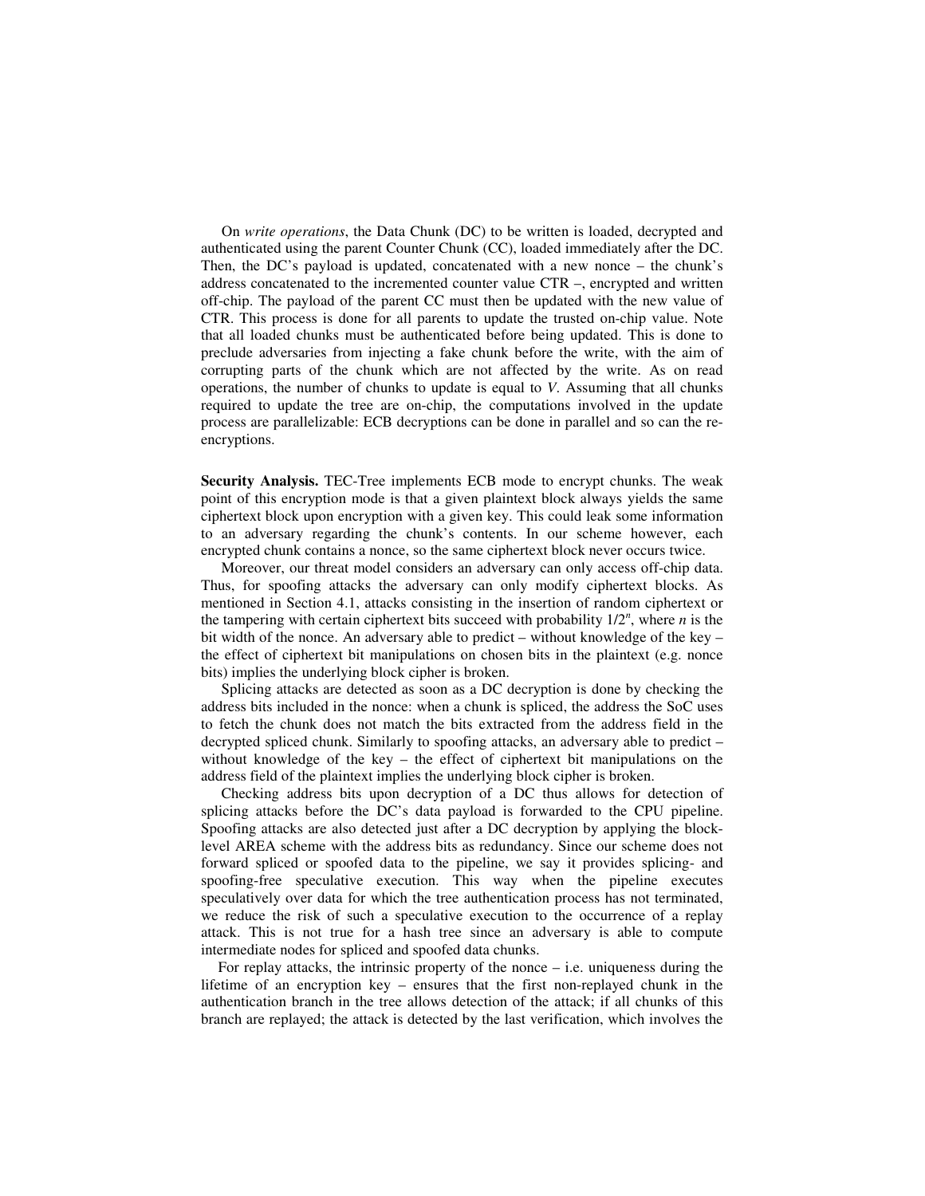On *write operations*, the Data Chunk (DC) to be written is loaded, decrypted and authenticated using the parent Counter Chunk (CC), loaded immediately after the DC. Then, the DC's payload is updated, concatenated with a new nonce – the chunk's address concatenated to the incremented counter value CTR –, encrypted and written off-chip. The payload of the parent CC must then be updated with the new value of CTR. This process is done for all parents to update the trusted on-chip value. Note that all loaded chunks must be authenticated before being updated. This is done to preclude adversaries from injecting a fake chunk before the write, with the aim of corrupting parts of the chunk which are not affected by the write. As on read operations, the number of chunks to update is equal to $V$. Assuming that all chunks required to update the tree are on-chip, the computations involved in the update process are parallelizable: ECB decryptions can be done in parallel and so can the re-encryptions.

**Security Analysis.** TEC-Tree implements ECB mode to encrypt chunks. The weak point of this encryption mode is that a given plaintext block always yields the same ciphertext block upon encryption with a given key. This could leak some information to an adversary regarding the chunk's contents. In our scheme however, each encrypted chunk contains a nonce, so the same ciphertext block never occurs twice.

Moreover, our threat model considers an adversary can only access off-chip data. Thus, for spoofing attacks the adversary can only modify ciphertext blocks. As mentioned in Section 4.1, attacks consisting in the insertion of random ciphertext or the tampering with certain ciphertext bits succeed with probability $1/2^n$, where $n$ is the bit width of the nonce. An adversary able to predict – without knowledge of the key – the effect of ciphertext bit manipulations on chosen bits in the plaintext (e.g. nonce bits) implies the underlying block cipher is broken.

Splicing attacks are detected as soon as a DC decryption is done by checking the address bits included in the nonce: when a chunk is spliced, the address the SoC uses to fetch the chunk does not match the bits extracted from the address field in the decrypted spliced chunk. Similarly to spoofing attacks, an adversary able to predict – without knowledge of the key – the effect of ciphertext bit manipulations on the address field of the plaintext implies the underlying block cipher is broken.

Checking address bits upon decryption of a DC thus allows for detection of splicing attacks before the DC's data payload is forwarded to the CPU pipeline. Spoofing attacks are also detected just after a DC decryption by applying the block-level AREA scheme with the address bits as redundancy. Since our scheme does not forward spliced or spoofed data to the pipeline, we say it provides splicing- and spoofing-free speculative execution. This way when the pipeline executes speculatively over data for which the tree authentication process has not terminated, we reduce the risk of such a speculative execution to the occurrence of a replay attack. This is not true for a hash tree since an adversary is able to compute intermediate nodes for spliced and spoofed data chunks.

For replay attacks, the intrinsic property of the nonce – i.e. uniqueness during the lifetime of an encryption key – ensures that the first non-replayed chunk in the authentication branch in the tree allows detection of the attack; if all chunks of this branch are replayed; the attack is detected by the last verification, which involves the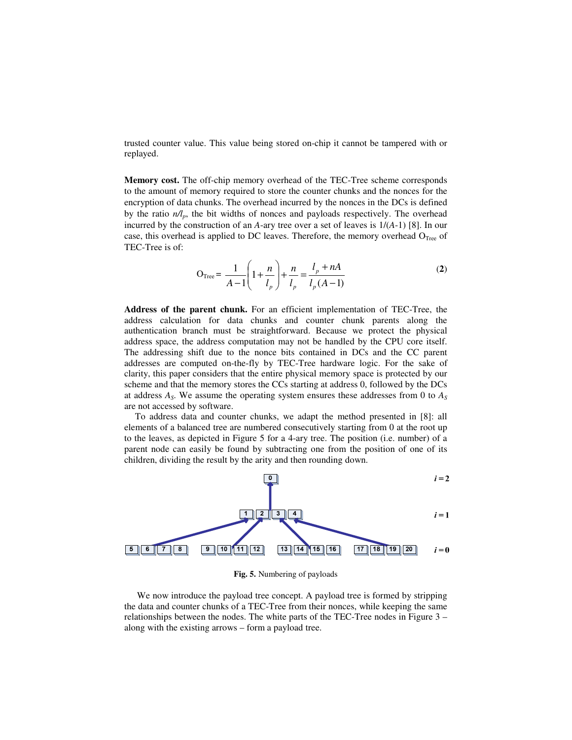trusted counter value. This value being stored on-chip it cannot be tampered with or replayed.

**Memory cost.** The off-chip memory overhead of the TEC-Tree scheme corresponds to the amount of memory required to store the counter chunks and the nonces for the encryption of data chunks. The overhead incurred by the nonces in the DCs is defined by the ratio $n/l_p$, the bit widths of nonces and payloads respectively. The overhead incurred by the construction of an $A$-ary tree over a set of leaves is $1/(A\text{-}1)$ [8]. In our case, this overhead is applied to DC leaves. Therefore, the memory overhead $O_{Tree}$ of TEC-Tree is of:

$$O_{Tree} = \frac{1}{A-1}\left(1+\frac{n}{l_p}\right)+\frac{n}{l_p} = \frac{l_p + nA}{l_p(A-1)} \tag{2}$$

**Address of the parent chunk.** For an efficient implementation of TEC-Tree, the address calculation for data chunks and counter chunk parents along the authentication branch must be straightforward. Because we protect the physical address space, the address computation may not be handled by the CPU core itself. The addressing shift due to the nonce bits contained in DCs and the CC parent addresses are computed on-the-fly by TEC-Tree hardware logic. For the sake of clarity, this paper considers that the entire physical memory space is protected by our scheme and that the memory stores the CCs starting at address 0, followed by the DCs at address $A_S$. We assume the operating system ensures these addresses from 0 to $A_S$ are not accessed by software.

To address data and counter chunks, we adapt the method presented in [8]: all elements of a balanced tree are numbered consecutively starting from 0 at the root up to the leaves, as depicted in Figure 5 for a 4-ary tree. The position (i.e. number) of a parent node can easily be found by subtracting one from the position of one of its children, dividing the result by the arity and then rounding down.

**Fig. 5.** Numbering of payloads

We now introduce the payload tree concept. A payload tree is formed by stripping the data and counter chunks of a TEC-Tree from their nonces, while keeping the same relationships between the nodes. The white parts of the TEC-Tree nodes in Figure 3 – along with the existing arrows – form a payload tree.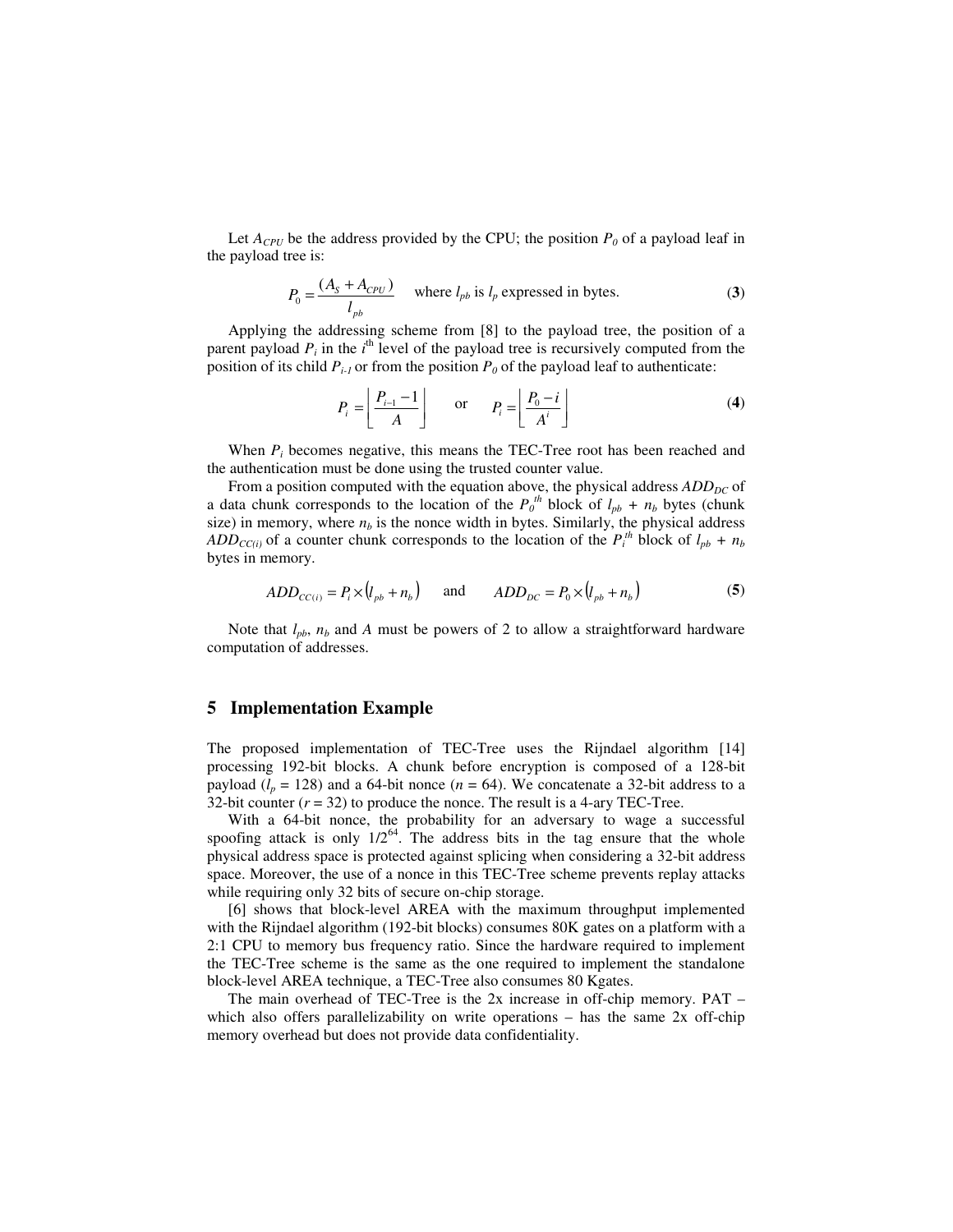Let $A_{CPU}$ be the address provided by the CPU; the position $P_0$ of a payload leaf in the payload tree is:

$$P_0 = \frac{(A_S + A_{CPU})}{l_{pb}} \quad \text{where } l_{pb} \text{ is } l_p \text{ expressed in bytes.} \tag{3}$$

Applying the addressing scheme from [8] to the payload tree, the position of a parent payload $P_i$ in the $i^{\text{th}}$ level of the payload tree is recursively computed from the position of its child $P_{i-1}$ or from the position $P_0$ of the payload leaf to authenticate:

$$P_i = \left\lfloor \frac{P_{i-1} - 1}{A} \right\rfloor \quad \text{or} \quad P_i = \left\lfloor \frac{P_0 - i}{A^i} \right\rfloor \tag{4}$$

When $P_i$ becomes negative, this means the TEC-Tree root has been reached and the authentication must be done using the trusted counter value.

From a position computed with the equation above, the physical address $ADD_{DC}$ of a data chunk corresponds to the location of the $P_0^{th}$ block of $l_{pb} + n_b$ bytes (chunk size) in memory, where $n_b$ is the nonce width in bytes. Similarly, the physical address $ADD_{CC(i)}$ of a counter chunk corresponds to the location of the $P_i^{th}$ block of $l_{pb} + n_b$ bytes in memory.

$$ADD_{CC(i)} = P_i \times (l_{pb} + n_b) \quad \text{and} \quad ADD_{DC} = P_0 \times (l_{pb} + n_b) \tag{5}$$

Note that $l_{pb}$, $n_b$ and $A$ must be powers of 2 to allow a straightforward hardware computation of addresses.

## 5 Implementation Example

The proposed implementation of TEC-Tree uses the Rijndael algorithm [14] processing 192-bit blocks. A chunk before encryption is composed of a 128-bit payload ($l_p = 128$) and a 64-bit nonce ($n = 64$). We concatenate a 32-bit address to a 32-bit counter ($r = 32$) to produce the nonce. The result is a 4-ary TEC-Tree.

With a 64-bit nonce, the probability for an adversary to wage a successful spoofing attack is only $1/2^{64}$. The address bits in the tag ensure that the whole physical address space is protected against splicing when considering a 32-bit address space. Moreover, the use of a nonce in this TEC-Tree scheme prevents replay attacks while requiring only 32 bits of secure on-chip storage.

[6] shows that block-level AREA with the maximum throughput implemented with the Rijndael algorithm (192-bit blocks) consumes 80K gates on a platform with a 2:1 CPU to memory bus frequency ratio. Since the hardware required to implement the TEC-Tree scheme is the same as the one required to implement the standalone block-level AREA technique, a TEC-Tree also consumes 80 Kgates.

The main overhead of TEC-Tree is the 2x increase in off-chip memory. PAT – which also offers parallelizability on write operations – has the same 2x off-chip memory overhead but does not provide data confidentiality.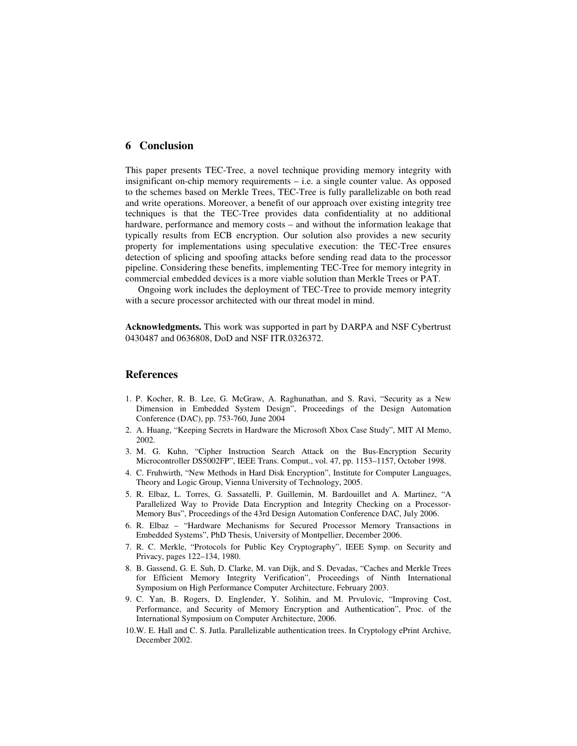## 6 Conclusion

This paper presents TEC-Tree, a novel technique providing memory integrity with insignificant on-chip memory requirements – i.e. a single counter value. As opposed to the schemes based on Merkle Trees, TEC-Tree is fully parallelizable on both read and write operations. Moreover, a benefit of our approach over existing integrity tree techniques is that the TEC-Tree provides data confidentiality at no additional hardware, performance and memory costs – and without the information leakage that typically results from ECB encryption. Our solution also provides a new security property for implementations using speculative execution: the TEC-Tree ensures detection of splicing and spoofing attacks before sending read data to the processor pipeline. Considering these benefits, implementing TEC-Tree for memory integrity in commercial embedded devices is a more viable solution than Merkle Trees or PAT.

Ongoing work includes the deployment of TEC-Tree to provide memory integrity with a secure processor architected with our threat model in mind.

**Acknowledgments.** This work was supported in part by DARPA and NSF Cybertrust 0430487 and 0636808, DoD and NSF ITR.0326372.

## References

1. P. Kocher, R. B. Lee, G. McGraw, A. Raghunathan, and S. Ravi, "Security as a New Dimension in Embedded System Design", Proceedings of the Design Automation Conference (DAC), pp. 753-760, June 2004
2. A. Huang, "Keeping Secrets in Hardware the Microsoft Xbox Case Study", MIT AI Memo, 2002.
3. M. G. Kuhn, "Cipher Instruction Search Attack on the Bus-Encryption Security Microcontroller DS5002FP", IEEE Trans. Comput., vol. 47, pp. 1153–1157, October 1998.
4. C. Fruhwirth, "New Methods in Hard Disk Encryption", Institute for Computer Languages, Theory and Logic Group, Vienna University of Technology, 2005.
5. R. Elbaz, L. Torres, G. Sassatelli, P. Guillemin, M. Bardouillet and A. Martinez, "A Parallelized Way to Provide Data Encryption and Integrity Checking on a Processor-Memory Bus", Proceedings of the 43rd Design Automation Conference DAC, July 2006.
6. R. Elbaz – "Hardware Mechanisms for Secured Processor Memory Transactions in Embedded Systems", PhD Thesis, University of Montpellier, December 2006.
7. R. C. Merkle, "Protocols for Public Key Cryptography", IEEE Symp. on Security and Privacy, pages 122–134, 1980.
8. B. Gassend, G. E. Suh, D. Clarke, M. van Dijk, and S. Devadas, "Caches and Merkle Trees for Efficient Memory Integrity Verification", Proceedings of Ninth International Symposium on High Performance Computer Architecture, February 2003.
9. C. Yan, B. Rogers, D. Englender, Y. Solihin, and M. Prvulovic, "Improving Cost, Performance, and Security of Memory Encryption and Authentication", Proc. of the International Symposium on Computer Architecture, 2006.
10. W. E. Hall and C. S. Jutla. Parallelizable authentication trees. In Cryptology ePrint Archive, December 2002.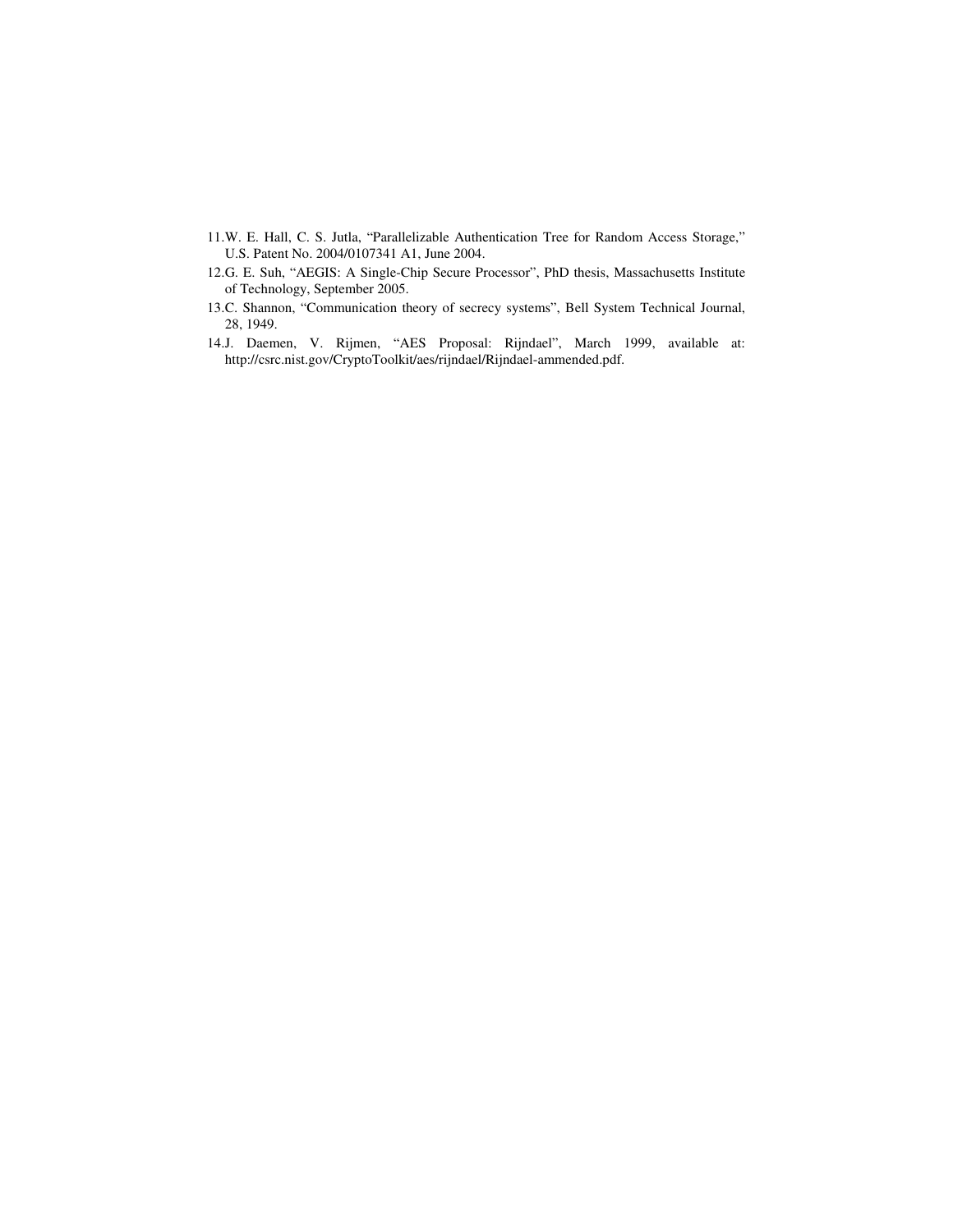11. W. E. Hall, C. S. Jutla, "Parallelizable Authentication Tree for Random Access Storage," U.S. Patent No. 2004/0107341 A1, June 2004.
12. G. E. Suh, "AEGIS: A Single-Chip Secure Processor", PhD thesis, Massachusetts Institute of Technology, September 2005.
13. C. Shannon, "Communication theory of secrecy systems", Bell System Technical Journal, 28, 1949.
14. J. Daemen, V. Rijmen, "AES Proposal: Rijndael", March 1999, available at: http://csrc.nist.gov/CryptoToolkit/aes/rijndael/Rijndael-ammended.pdf.